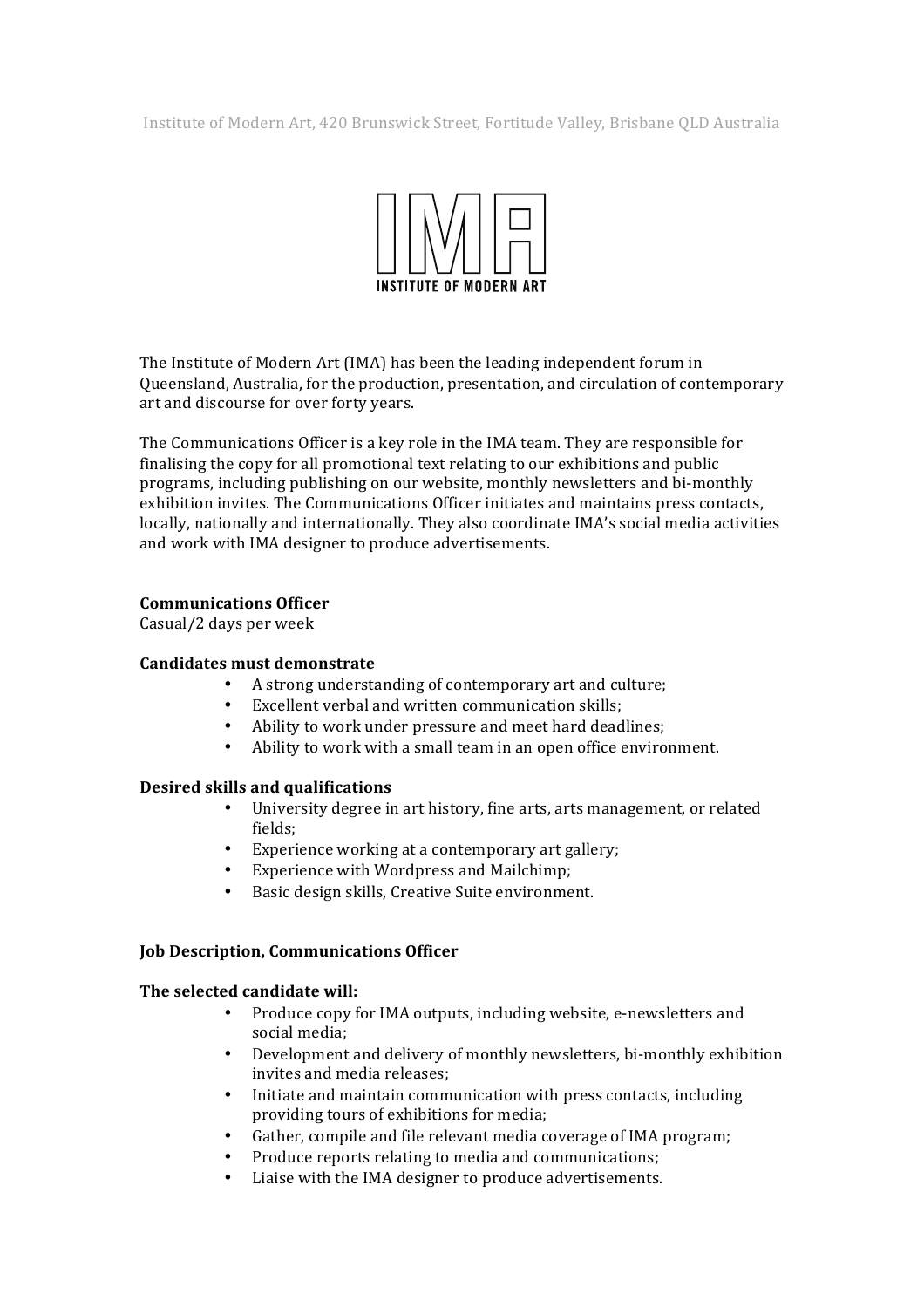Institute of Modern Art, 420 Brunswick Street, Fortitude Valley, Brisbane QLD Australia

INSTITUTE OF MODERN ART

The Institute of Modern Art (IMA) has been the leading independent forum in Queensland, Australia, for the production, presentation, and circulation of contemporary art and discourse for over forty years.

The Communications Officer is a key role in the IMA team. They are responsible for finalising the copy for all promotional text relating to our exhibitions and public programs, including publishing on our website, monthly newsletters and bi-monthly exhibition invites. The Communications Officer initiates and maintains press contacts, locally, nationally and internationally. They also coordinate IMA's social media activities and work with IMA designer to produce advertisements.

**Communications Officer**
Casual/2 days per week

**Candidates must demonstrate**

- A strong understanding of contemporary art and culture;
- Excellent verbal and written communication skills;
- Ability to work under pressure and meet hard deadlines;
- Ability to work with a small team in an open office environment.

**Desired skills and qualifications**

- University degree in art history, fine arts, arts management, or related fields;
- Experience working at a contemporary art gallery;
- Experience with Wordpress and Mailchimp;
- Basic design skills, Creative Suite environment.

**Job Description, Communications Officer**

**The selected candidate will:**

- Produce copy for IMA outputs, including website, e-newsletters and social media;
- Development and delivery of monthly newsletters, bi-monthly exhibition invites and media releases;
- Initiate and maintain communication with press contacts, including providing tours of exhibitions for media;
- Gather, compile and file relevant media coverage of IMA program;
- Produce reports relating to media and communications;
- Liaise with the IMA designer to produce advertisements.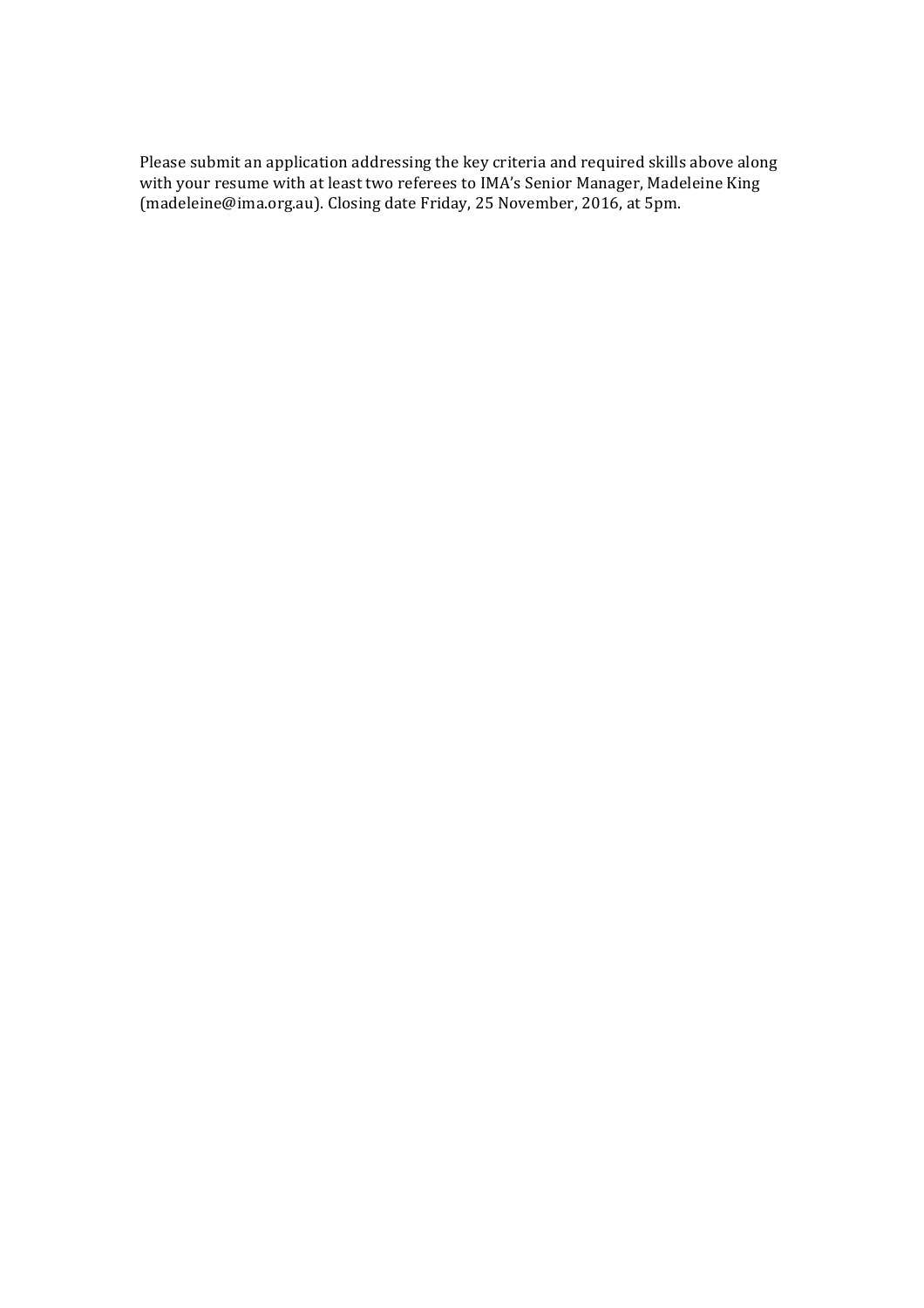Please submit an application addressing the key criteria and required skills above along with your resume with at least two referees to IMA's Senior Manager, Madeleine King (madeleine@ima.org.au). Closing date Friday, 25 November, 2016, at 5pm.